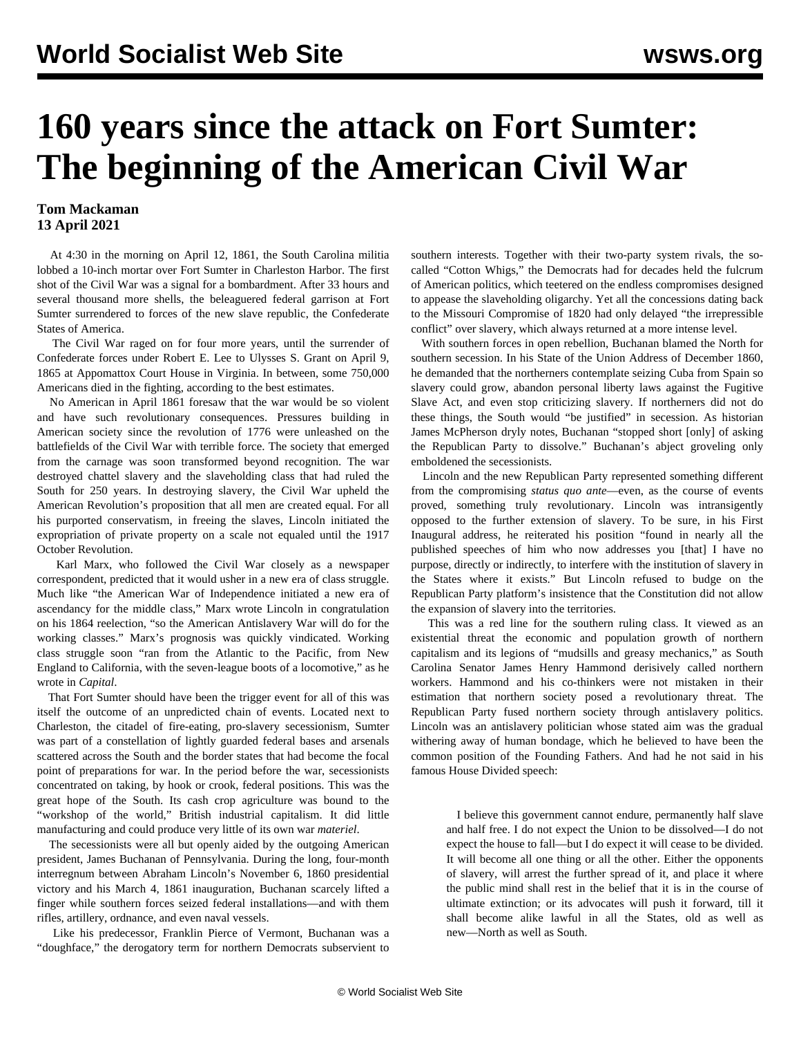# 160 years since the attack on Fort Sumter: The beginning of the American Civil War

**Tom Mackaman**
**13 April 2021**

At 4:30 in the morning on April 12, 1861, the South Carolina militia lobbed a 10-inch mortar over Fort Sumter in Charleston Harbor. The first shot of the Civil War was a signal for a bombardment. After 33 hours and several thousand more shells, the beleaguered federal garrison at Fort Sumter surrendered to forces of the new slave republic, the Confederate States of America.

The Civil War raged on for four more years, until the surrender of Confederate forces under Robert E. Lee to Ulysses S. Grant on April 9, 1865 at Appomattox Court House in Virginia. In between, some 750,000 Americans died in the fighting, according to the best estimates.

No American in April 1861 foresaw that the war would be so violent and have such revolutionary consequences. Pressures building in American society since the revolution of 1776 were unleashed on the battlefields of the Civil War with terrible force. The society that emerged from the carnage was soon transformed beyond recognition. The war destroyed chattel slavery and the slaveholding class that had ruled the South for 250 years. In destroying slavery, the Civil War upheld the American Revolution's proposition that all men are created equal. For all his purported conservatism, in freeing the slaves, Lincoln initiated the expropriation of private property on a scale not equaled until the 1917 October Revolution.

Karl Marx, who followed the Civil War closely as a newspaper correspondent, predicted that it would usher in a new era of class struggle. Much like "the American War of Independence initiated a new era of ascendancy for the middle class," Marx wrote Lincoln in congratulation on his 1864 reelection, "so the American Antislavery War will do for the working classes." Marx's prognosis was quickly vindicated. Working class struggle soon "ran from the Atlantic to the Pacific, from New England to California, with the seven-league boots of a locomotive," as he wrote in *Capital*.

That Fort Sumter should have been the trigger event for all of this was itself the outcome of an unpredicted chain of events. Located next to Charleston, the citadel of fire-eating, pro-slavery secessionism, Sumter was part of a constellation of lightly guarded federal bases and arsenals scattered across the South and the border states that had become the focal point of preparations for war. In the period before the war, secessionists concentrated on taking, by hook or crook, federal positions. This was the great hope of the South. Its cash crop agriculture was bound to the "workshop of the world," British industrial capitalism. It did little manufacturing and could produce very little of its own war *materiel*.

The secessionists were all but openly aided by the outgoing American president, James Buchanan of Pennsylvania. During the long, four-month interregnum between Abraham Lincoln's November 6, 1860 presidential victory and his March 4, 1861 inauguration, Buchanan scarcely lifted a finger while southern forces seized federal installations—and with them rifles, artillery, ordnance, and even naval vessels.

Like his predecessor, Franklin Pierce of Vermont, Buchanan was a "doughface," the derogatory term for northern Democrats subservient to southern interests. Together with their two-party system rivals, the so-called "Cotton Whigs," the Democrats had for decades held the fulcrum of American politics, which teetered on the endless compromises designed to appease the slaveholding oligarchy. Yet all the concessions dating back to the Missouri Compromise of 1820 had only delayed "the irrepressible conflict" over slavery, which always returned at a more intense level.

With southern forces in open rebellion, Buchanan blamed the North for southern secession. In his State of the Union Address of December 1860, he demanded that the northerners contemplate seizing Cuba from Spain so slavery could grow, abandon personal liberty laws against the Fugitive Slave Act, and even stop criticizing slavery. If northerners did not do these things, the South would "be justified" in secession. As historian James McPherson dryly notes, Buchanan "stopped short [only] of asking the Republican Party to dissolve." Buchanan's abject groveling only emboldened the secessionists.

Lincoln and the new Republican Party represented something different from the compromising *status quo ante*—even, as the course of events proved, something truly revolutionary. Lincoln was intransigently opposed to the further extension of slavery. To be sure, in his First Inaugural address, he reiterated his position "found in nearly all the published speeches of him who now addresses you [that] I have no purpose, directly or indirectly, to interfere with the institution of slavery in the States where it exists." But Lincoln refused to budge on the Republican Party platform's insistence that the Constitution did not allow the expansion of slavery into the territories.

This was a red line for the southern ruling class. It viewed as an existential threat the economic and population growth of northern capitalism and its legions of "mudsills and greasy mechanics," as South Carolina Senator James Henry Hammond derisively called northern workers. Hammond and his co-thinkers were not mistaken in their estimation that northern society posed a revolutionary threat. The Republican Party fused northern society through antislavery politics. Lincoln was an antislavery politician whose stated aim was the gradual withering away of human bondage, which he believed to have been the common position of the Founding Fathers. And had he not said in his famous House Divided speech:

> I believe this government cannot endure, permanently half slave and half free. I do not expect the Union to be dissolved—I do not expect the house to fall—but I do expect it will cease to be divided. It will become all one thing or all the other. Either the opponents of slavery, will arrest the further spread of it, and place it where the public mind shall rest in the belief that it is in the course of ultimate extinction; or its advocates will push it forward, till it shall become alike lawful in all the States, old as well as new—North as well as South.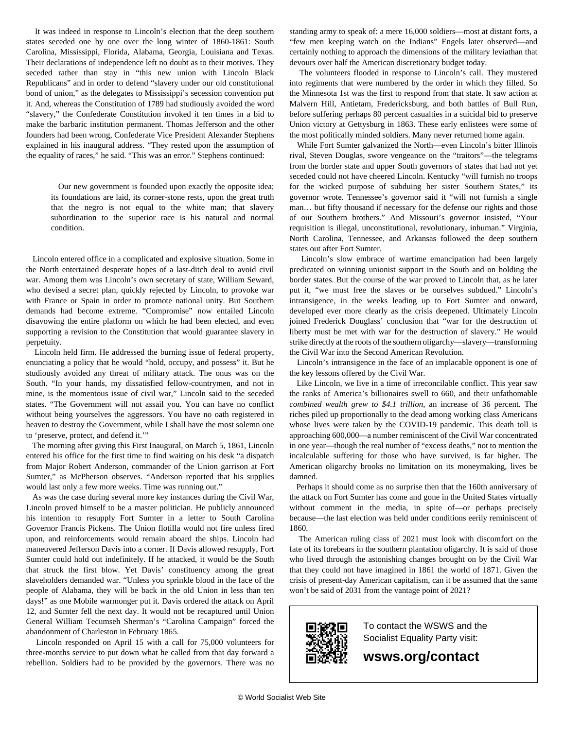It was indeed in response to Lincoln's election that the deep southern states seceded one by one over the long winter of 1860-1861: South Carolina, Mississippi, Florida, Alabama, Georgia, Louisiana and Texas. Their declarations of independence left no doubt as to their motives. They seceded rather than stay in "this new union with Lincoln Black Republicans" and in order to defend "slavery under our old constitutional bond of union," as the delegates to Mississippi's secession convention put it. And, whereas the Constitution of 1789 had studiously avoided the word "slavery," the Confederate Constitution invoked it ten times in a bid to make the barbaric institution permanent. Thomas Jefferson and the other founders had been wrong, Confederate Vice President Alexander Stephens explained in his inaugural address. "They rested upon the assumption of the equality of races," he said. "This was an error." Stephens continued:

> Our new government is founded upon exactly the opposite idea; its foundations are laid, its corner-stone rests, upon the great truth that the negro is not equal to the white man; that slavery subordination to the superior race is his natural and normal condition.

Lincoln entered office in a complicated and explosive situation. Some in the North entertained desperate hopes of a last-ditch deal to avoid civil war. Among them was Lincoln's own secretary of state, William Seward, who devised a secret plan, quickly rejected by Lincoln, to provoke war with France or Spain in order to promote national unity. But Southern demands had become extreme. "Compromise" now entailed Lincoln disavowing the entire platform on which he had been elected, and even supporting a revision to the Constitution that would guarantee slavery in perpetuity.

Lincoln held firm. He addressed the burning issue of federal property, enunciating a policy that he would "hold, occupy, and possess" it. But he studiously avoided any threat of military attack. The onus was on the South. "In your hands, my dissatisfied fellow-countrymen, and not in mine, is the momentous issue of civil war," Lincoln said to the seceded states. "The Government will not assail you. You can have no conflict without being yourselves the aggressors. You have no oath registered in heaven to destroy the Government, while I shall have the most solemn one to 'preserve, protect, and defend it.'"

The morning after giving this First Inaugural, on March 5, 1861, Lincoln entered his office for the first time to find waiting on his desk "a dispatch from Major Robert Anderson, commander of the Union garrison at Fort Sumter," as McPherson observes. "Anderson reported that his supplies would last only a few more weeks. Time was running out."

As was the case during several more key instances during the Civil War, Lincoln proved himself to be a master politician. He publicly announced his intention to resupply Fort Sumter in a letter to South Carolina Governor Francis Pickens. The Union flotilla would not fire unless fired upon, and reinforcements would remain aboard the ships. Lincoln had maneuvered Jefferson Davis into a corner. If Davis allowed resupply, Fort Sumter could hold out indefinitely. If he attacked, it would be the South that struck the first blow. Yet Davis' constituency among the great slaveholders demanded war. "Unless you sprinkle blood in the face of the people of Alabama, they will be back in the old Union in less than ten days!" as one Mobile warmonger put it. Davis ordered the attack on April 12, and Sumter fell the next day. It would not be recaptured until Union General William Tecumseh Sherman's "Carolina Campaign" forced the abandonment of Charleston in February 1865.

Lincoln responded on April 15 with a call for 75,000 volunteers for three-months service to put down what he called from that day forward a rebellion. Soldiers had to be provided by the governors. There was no standing army to speak of: a mere 16,000 soldiers—most at distant forts, a "few men keeping watch on the Indians" Engels later observed—and certainly nothing to approach the dimensions of the military leviathan that devours over half the American discretionary budget today.

The volunteers flooded in response to Lincoln's call. They mustered into regiments that were numbered by the order in which they filled. So the Minnesota 1st was the first to respond from that state. It saw action at Malvern Hill, Antietam, Fredericksburg, and both battles of Bull Run, before suffering perhaps 80 percent casualties in a suicidal bid to preserve Union victory at Gettysburg in 1863. These early enlistees were some of the most politically minded soldiers. Many never returned home again.

While Fort Sumter galvanized the North—even Lincoln's bitter Illinois rival, Steven Douglas, swore vengeance on the "traitors"—the telegrams from the border state and upper South governors of states that had not yet seceded could not have cheered Lincoln. Kentucky "will furnish no troops for the wicked purpose of subduing her sister Southern States," its governor wrote. Tennessee's governor said it "will not furnish a single man… but fifty thousand if necessary for the defense our rights and those of our Southern brothers." And Missouri's governor insisted, "Your requisition is illegal, unconstitutional, revolutionary, inhuman." Virginia, North Carolina, Tennessee, and Arkansas followed the deep southern states out after Fort Sumter.

Lincoln's slow embrace of wartime emancipation had been largely predicated on winning unionist support in the South and on holding the border states. But the course of the war proved to Lincoln that, as he later put it, "we must free the slaves or be ourselves subdued." Lincoln's intransigence, in the weeks leading up to Fort Sumter and onward, developed ever more clearly as the crisis deepened. Ultimately Lincoln joined Frederick Douglass' conclusion that "war for the destruction of liberty must be met with war for the destruction of slavery." He would strike directly at the roots of the southern oligarchy—slavery—transforming the Civil War into the Second American Revolution.

Lincoln's intransigence in the face of an implacable opponent is one of the key lessons offered by the Civil War.

Like Lincoln, we live in a time of irreconcilable conflict. This year saw the ranks of America's billionaires swell to 660, and their unfathomable *combined wealth grew to $4.1 trillion*, an increase of 36 percent. The riches piled up proportionally to the dead among working class Americans whose lives were taken by the COVID-19 pandemic. This death toll is approaching 600,000—a number reminiscent of the Civil War concentrated in one year—though the real number of "excess deaths," not to mention the incalculable suffering for those who have survived, is far higher. The American oligarchy brooks no limitation on its moneymaking, lives be damned.

Perhaps it should come as no surprise then that the 160th anniversary of the attack on Fort Sumter has come and gone in the United States virtually without comment in the media, in spite of—or perhaps precisely because—the last election was held under conditions eerily reminiscent of 1860.

The American ruling class of 2021 must look with discomfort on the fate of its forebears in the southern plantation oligarchy. It is said of those who lived through the astonishing changes brought on by the Civil War that they could not have imagined in 1861 the world of 1871. Given the crisis of present-day American capitalism, can it be assumed that the same won't be said of 2031 from the vantage point of 2021?

To contact the WSWS and the Socialist Equality Party visit:

**wsws.org/contact**